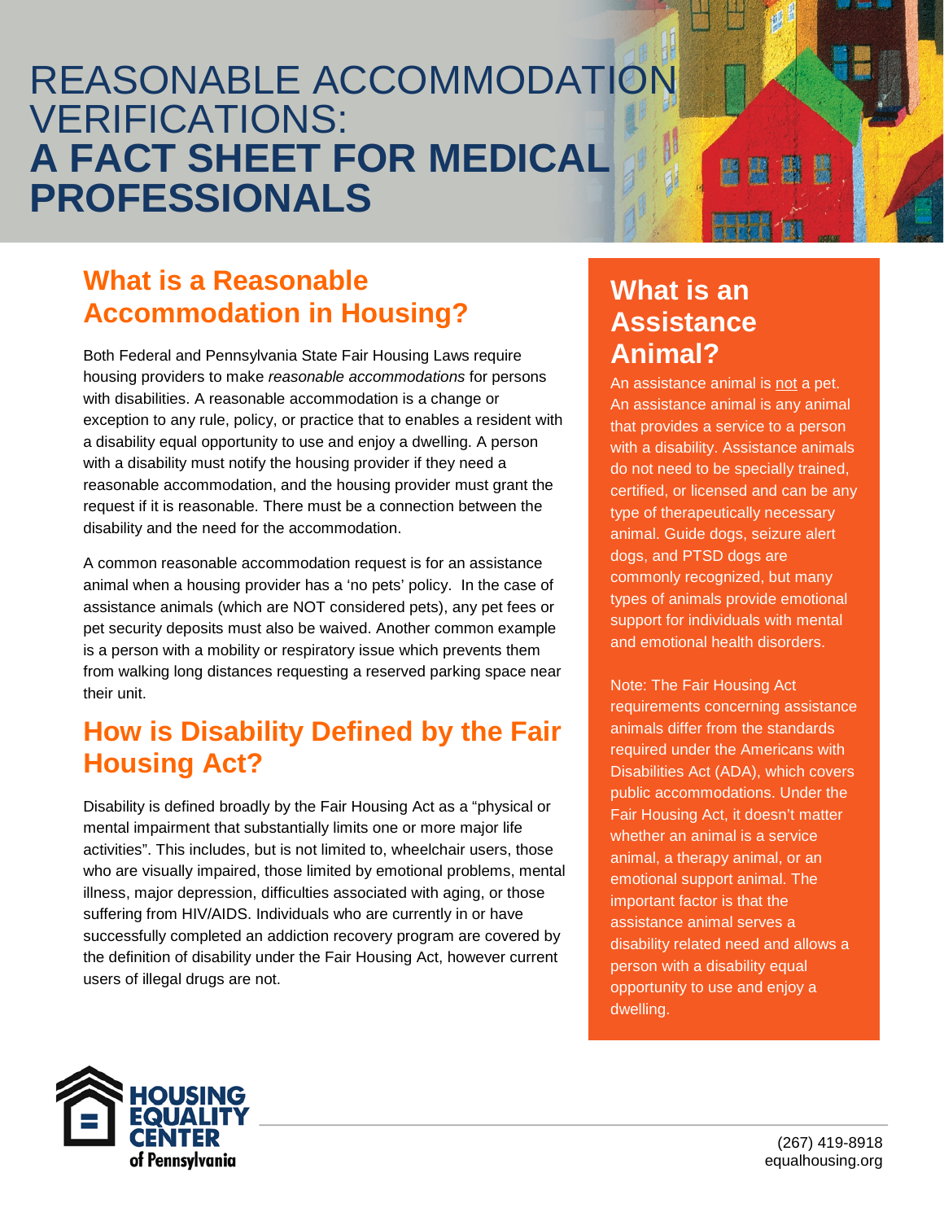# REASONABLE ACCOMMODATION VERIFICATIONS: **A FACT SHEET FOR MEDICAL PROFESSIONALS**

## What is a Reasonable Accommodation in Housing?

Both Federal and Pennsylvania State Fair Housing Laws require housing providers to make *reasonable accommodations* for persons with disabilities. A reasonable accommodation is a change or exception to any rule, policy, or practice that to enables a resident with a disability equal opportunity to use and enjoy a dwelling. A person with a disability must notify the housing provider if they need a reasonable accommodation, and the housing provider must grant the request if it is reasonable. There must be a connection between the disability and the need for the accommodation.

A common reasonable accommodation request is for an assistance animal when a housing provider has a 'no pets' policy. In the case of assistance animals (which are NOT considered pets), any pet fees or pet security deposits must also be waived. Another common example is a person with a mobility or respiratory issue which prevents them from walking long distances requesting a reserved parking space near their unit.

## How is Disability Defined by the Fair Housing Act?

Disability is defined broadly by the Fair Housing Act as a "physical or mental impairment that substantially limits one or more major life activities". This includes, but is not limited to, wheelchair users, those who are visually impaired, those limited by emotional problems, mental illness, major depression, difficulties associated with aging, or those suffering from HIV/AIDS. Individuals who are currently in or have successfully completed an addiction recovery program are covered by the definition of disability under the Fair Housing Act, however current users of illegal drugs are not.

## What is an Assistance Animal?

An assistance animal is not a pet. An assistance animal is any animal that provides a service to a person with a disability. Assistance animals do not need to be specially trained, certified, or licensed and can be any type of therapeutically necessary animal. Guide dogs, seizure alert dogs, and PTSD dogs are commonly recognized, but many types of animals provide emotional support for individuals with mental and emotional health disorders.

Note: The Fair Housing Act requirements concerning assistance animals differ from the standards required under the Americans with Disabilities Act (ADA), which covers public accommodations. Under the Fair Housing Act, it doesn't matter whether an animal is a service animal, a therapy animal, or an emotional support animal. The important factor is that the assistance animal serves a disability related need and allows a person with a disability equal opportunity to use and enjoy a dwelling.

HOUSING EQUALITY CENTER of Pennsylvania

(267) 419-8918
equalhousing.org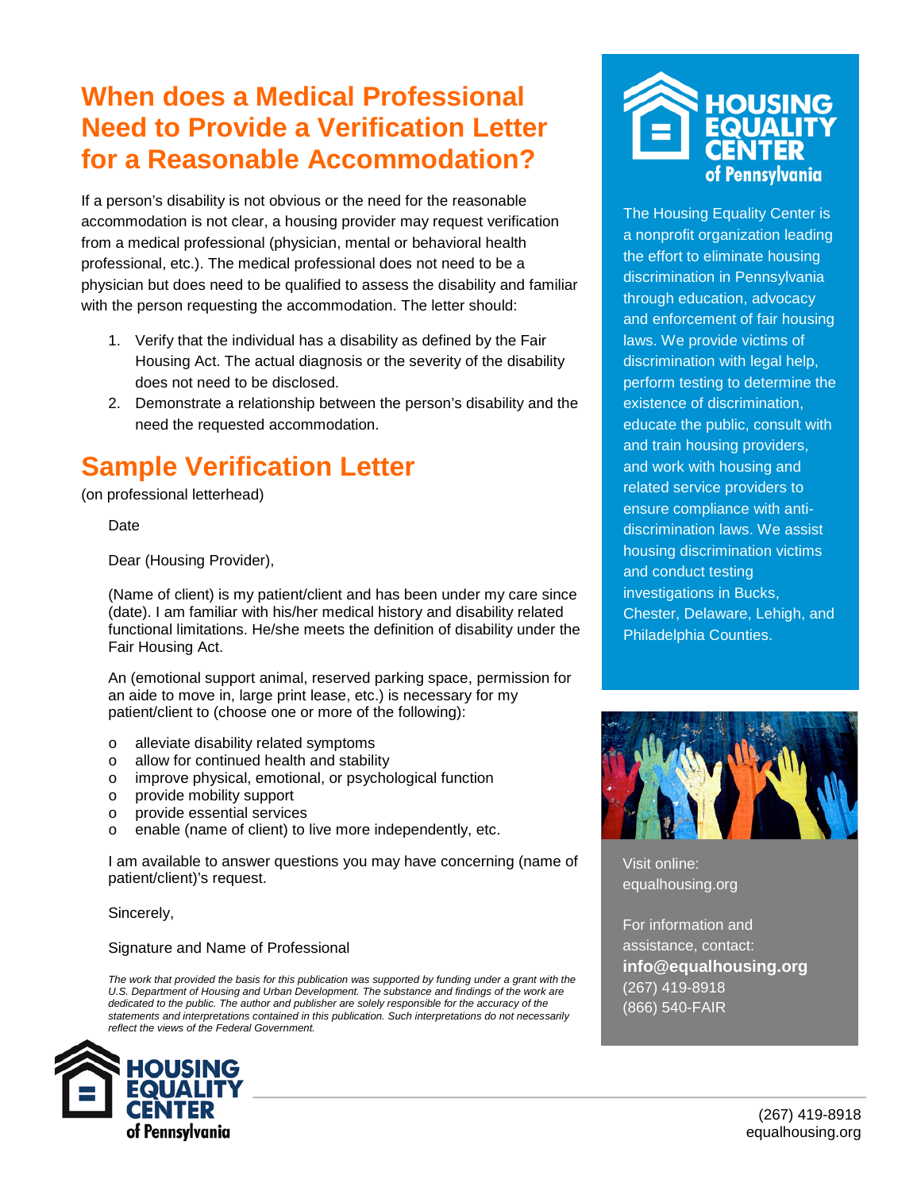# When does a Medical Professional Need to Provide a Verification Letter for a Reasonable Accommodation?

If a person's disability is not obvious or the need for the reasonable accommodation is not clear, a housing provider may request verification from a medical professional (physician, mental or behavioral health professional, etc.). The medical professional does not need to be a physician but does need to be qualified to assess the disability and familiar with the person requesting the accommodation. The letter should:

1. Verify that the individual has a disability as defined by the Fair Housing Act. The actual diagnosis or the severity of the disability does not need to be disclosed.
2. Demonstrate a relationship between the person's disability and the need the requested accommodation.

# Sample Verification Letter

(on professional letterhead)

Date

Dear (Housing Provider),

(Name of client) is my patient/client and has been under my care since (date). I am familiar with his/her medical history and disability related functional limitations. He/she meets the definition of disability under the Fair Housing Act.

An (emotional support animal, reserved parking space, permission for an aide to move in, large print lease, etc.) is necessary for my patient/client to (choose one or more of the following):

- alleviate disability related symptoms
- allow for continued health and stability
- improve physical, emotional, or psychological function
- provide mobility support
- provide essential services
- enable (name of client) to live more independently, etc.

I am available to answer questions you may have concerning (name of patient/client)'s request.

Sincerely,

Signature and Name of Professional

*The work that provided the basis for this publication was supported by funding under a grant with the U.S. Department of Housing and Urban Development. The substance and findings of the work are dedicated to the public. The author and publisher are solely responsible for the accuracy of the statements and interpretations contained in this publication. Such interpretations do not necessarily reflect the views of the Federal Government.*

**HOUSING EQUALITY CENTER of Pennsylvania**

The Housing Equality Center is a nonprofit organization leading the effort to eliminate housing discrimination in Pennsylvania through education, advocacy and enforcement of fair housing laws. We provide victims of discrimination with legal help, perform testing to determine the existence of discrimination, educate the public, consult with and train housing providers, and work with housing and related service providers to ensure compliance with anti-discrimination laws. We assist housing discrimination victims and conduct testing investigations in Bucks, Chester, Delaware, Lehigh, and Philadelphia Counties.

Visit online:
equalhousing.org

For information and assistance, contact:
**info@equalhousing.org**
(267) 419-8918
(866) 540-FAIR